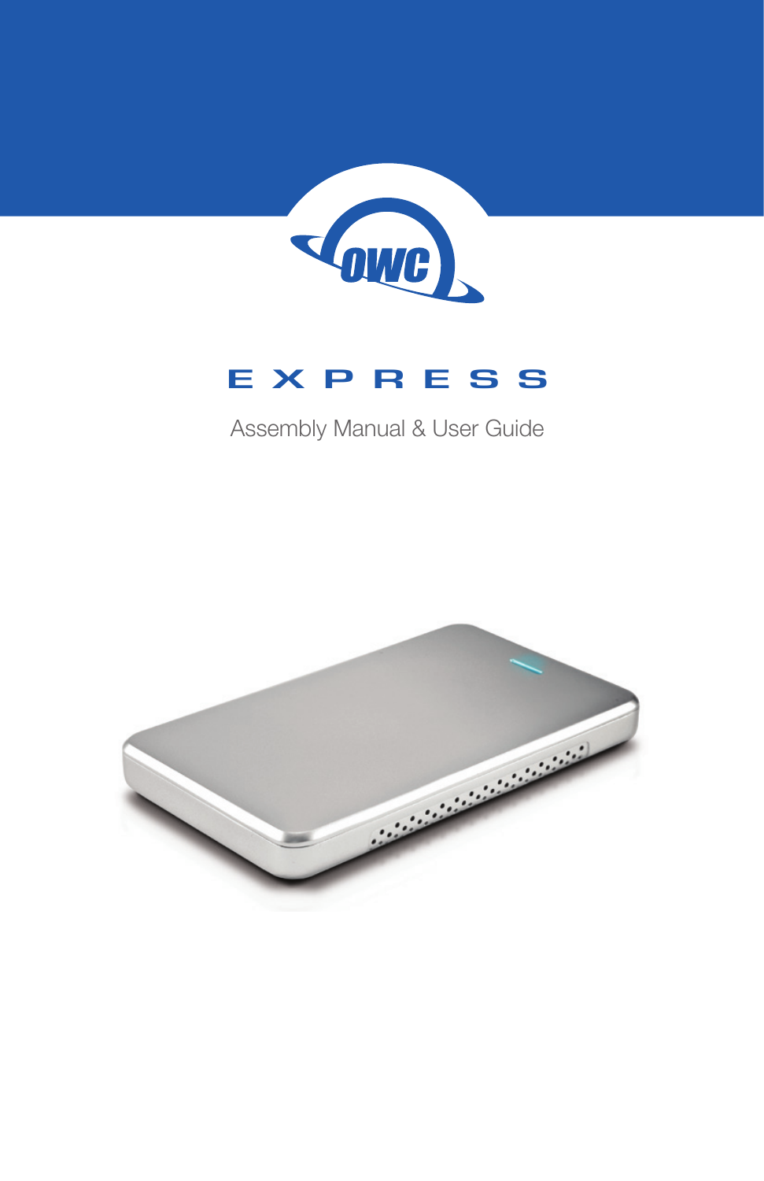OWC

# EXPRESS

Assembly Manual & User Guide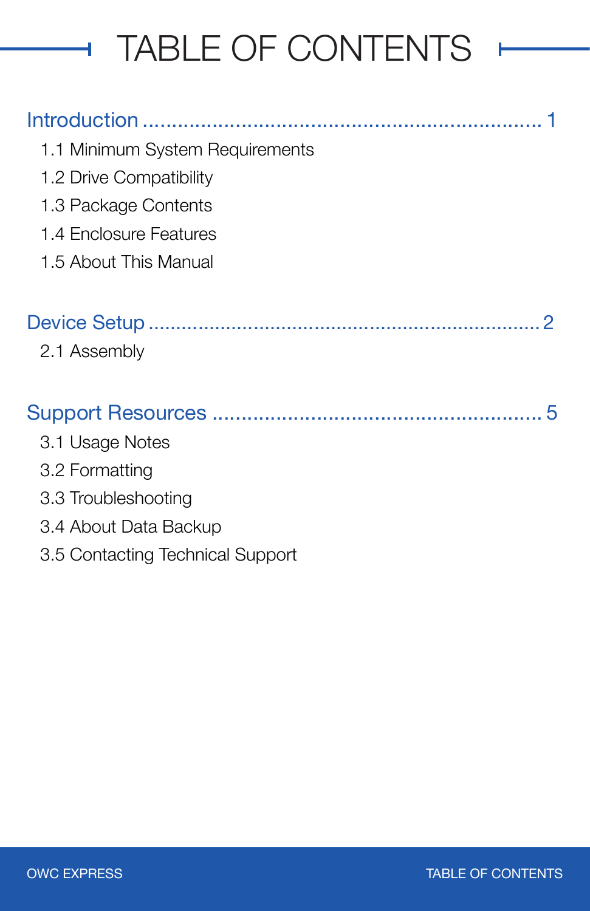# TABLE OF CONTENTS

**Introduction** ..................................................................... 1

- 1.1 Minimum System Requirements
- 1.2 Drive Compatibility
- 1.3 Package Contents
- 1.4 Enclosure Features
- 1.5 About This Manual

**Device Setup** ..................................................................... 2

- 2.1 Assembly

**Support Resources** ..................................................................... 5

- 3.1 Usage Notes
- 3.2 Formatting
- 3.3 Troubleshooting
- 3.4 About Data Backup
- 3.5 Contacting Technical Support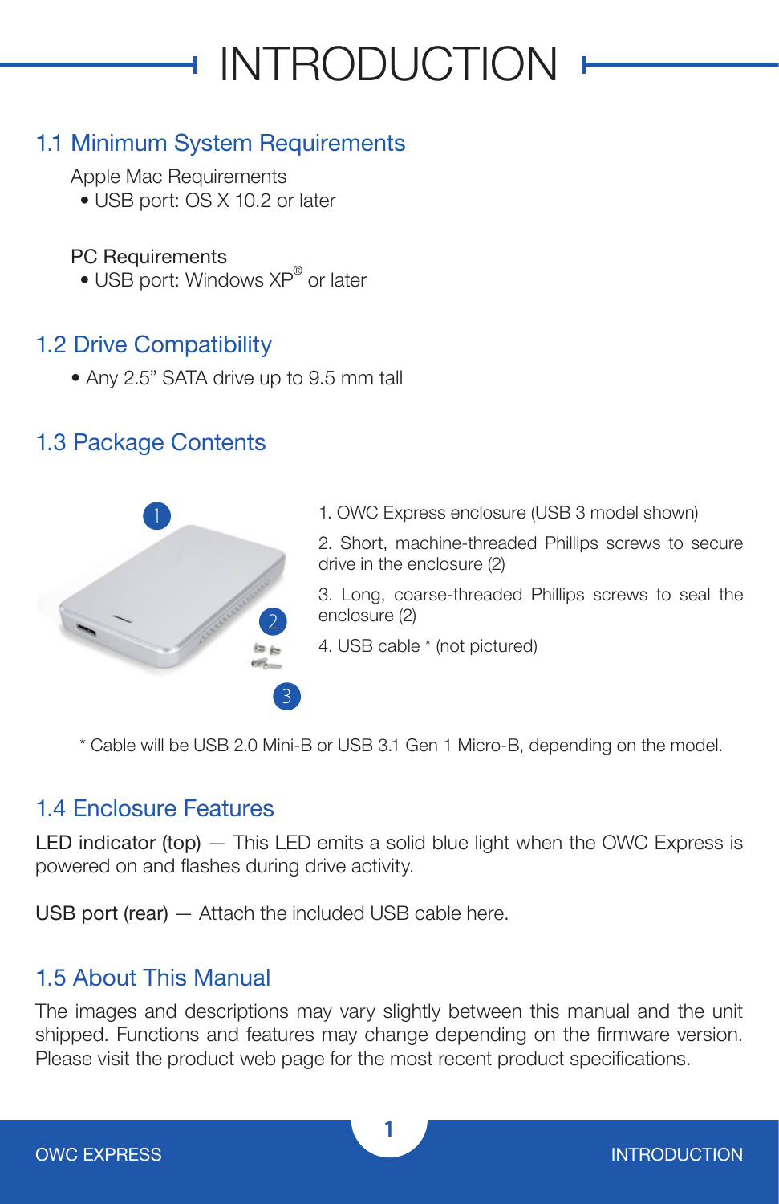# INTRODUCTION

## 1.1 Minimum System Requirements

Apple Mac Requirements
- USB port: OS X 10.2 or later

PC Requirements
- USB port: Windows XP® or later

## 1.2 Drive Compatibility

- Any 2.5" SATA drive up to 9.5 mm tall

## 1.3 Package Contents

1. OWC Express enclosure (USB 3 model shown)
2. Short, machine-threaded Phillips screws to secure drive in the enclosure (2)
3. Long, coarse-threaded Phillips screws to seal the enclosure (2)
4. USB cable * (not pictured)

* Cable will be USB 2.0 Mini-B or USB 3.1 Gen 1 Micro-B, depending on the model.

## 1.4 Enclosure Features

LED indicator (top) — This LED emits a solid blue light when the OWC Express is powered on and flashes during drive activity.

USB port (rear) — Attach the included USB cable here.

## 1.5 About This Manual

The images and descriptions may vary slightly between this manual and the unit shipped. Functions and features may change depending on the firmware version. Please visit the product web page for the most recent product specifications.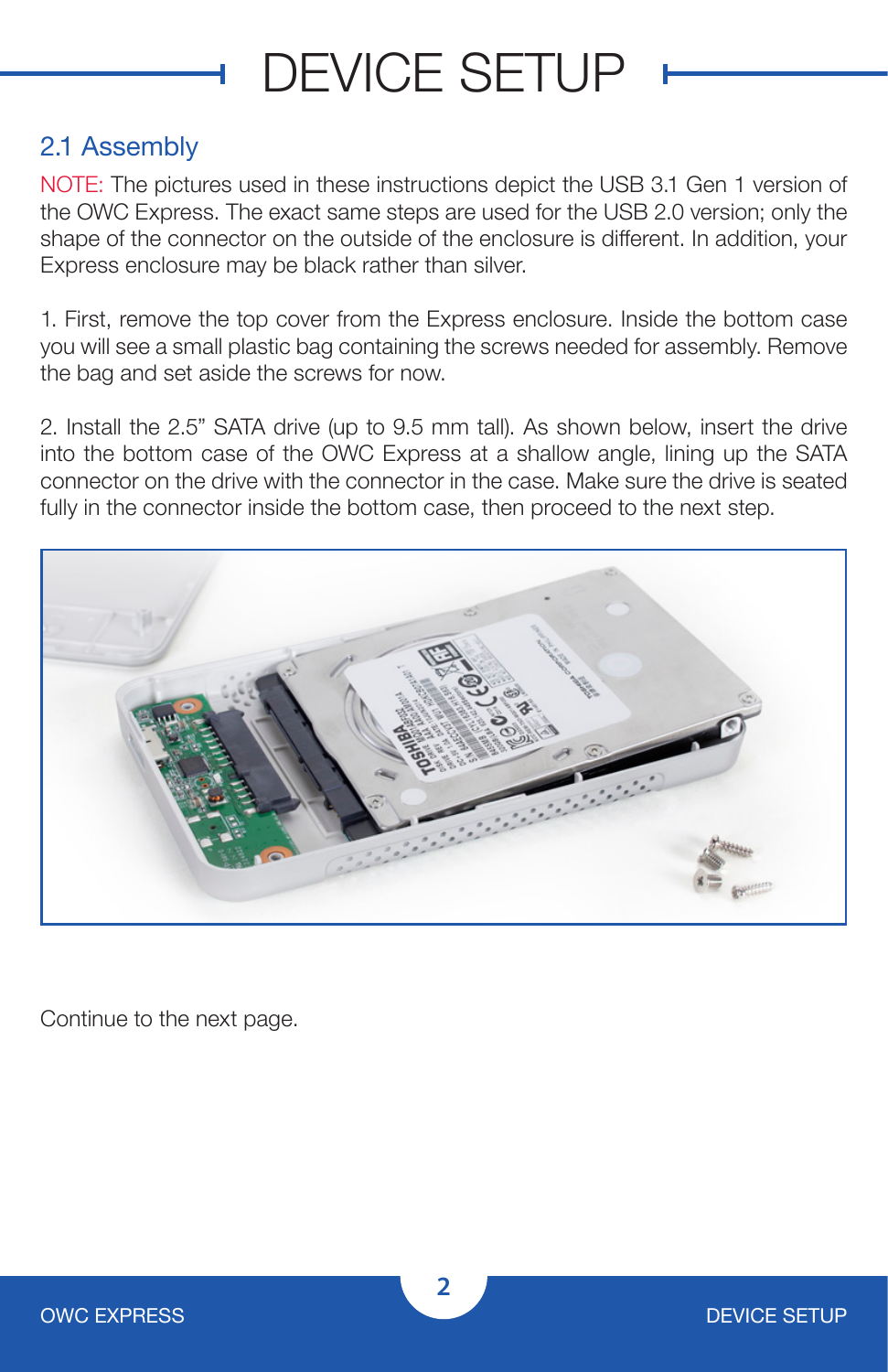# DEVICE SETUP

## 2.1 Assembly

NOTE: The pictures used in these instructions depict the USB 3.1 Gen 1 version of the OWC Express. The exact same steps are used for the USB 2.0 version; only the shape of the connector on the outside of the enclosure is different. In addition, your Express enclosure may be black rather than silver.

1. First, remove the top cover from the Express enclosure. Inside the bottom case you will see a small plastic bag containing the screws needed for assembly. Remove the bag and set aside the screws for now.

2. Install the 2.5" SATA drive (up to 9.5 mm tall). As shown below, insert the drive into the bottom case of the OWC Express at a shallow angle, lining up the SATA connector on the drive with the connector in the case. Make sure the drive is seated fully in the connector inside the bottom case, then proceed to the next step.

Continue to the next page.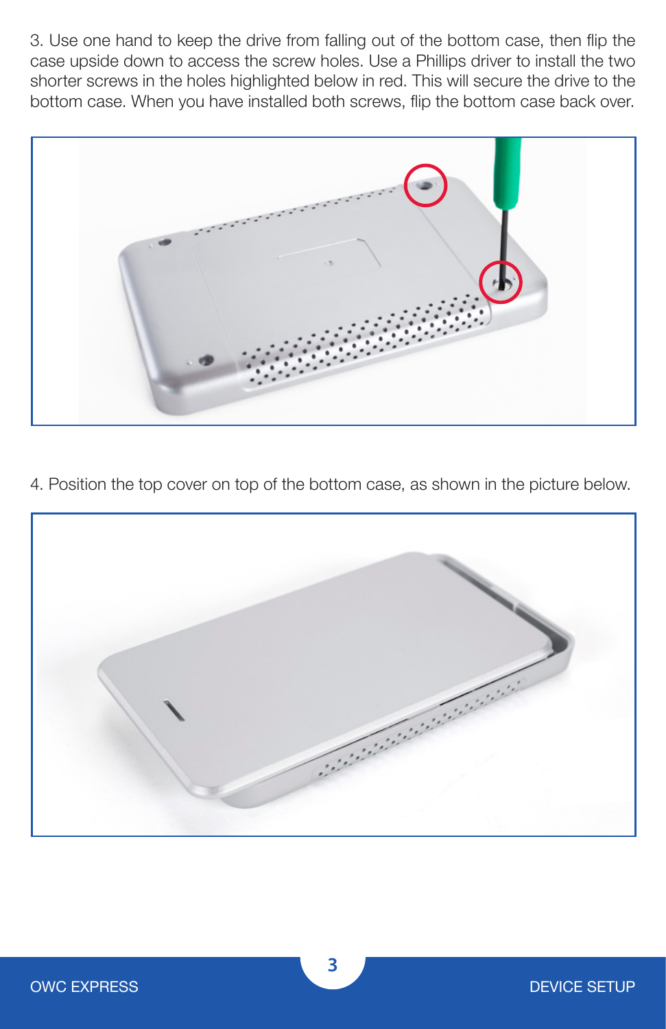3. Use one hand to keep the drive from falling out of the bottom case, then flip the case upside down to access the screw holes. Use a Phillips driver to install the two shorter screws in the holes highlighted below in red. This will secure the drive to the bottom case. When you have installed both screws, flip the bottom case back over.

4. Position the top cover on top of the bottom case, as shown in the picture below.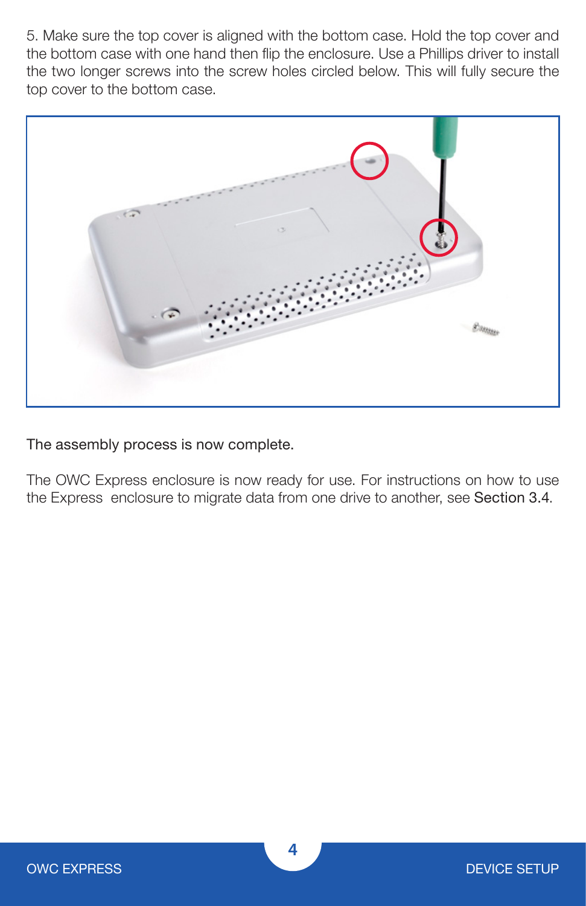5. Make sure the top cover is aligned with the bottom case. Hold the top cover and the bottom case with one hand then flip the enclosure. Use a Phillips driver to install the two longer screws into the screw holes circled below. This will fully secure the top cover to the bottom case.

The assembly process is now complete.

The OWC Express enclosure is now ready for use. For instructions on how to use the Express enclosure to migrate data from one drive to another, see Section 3.4.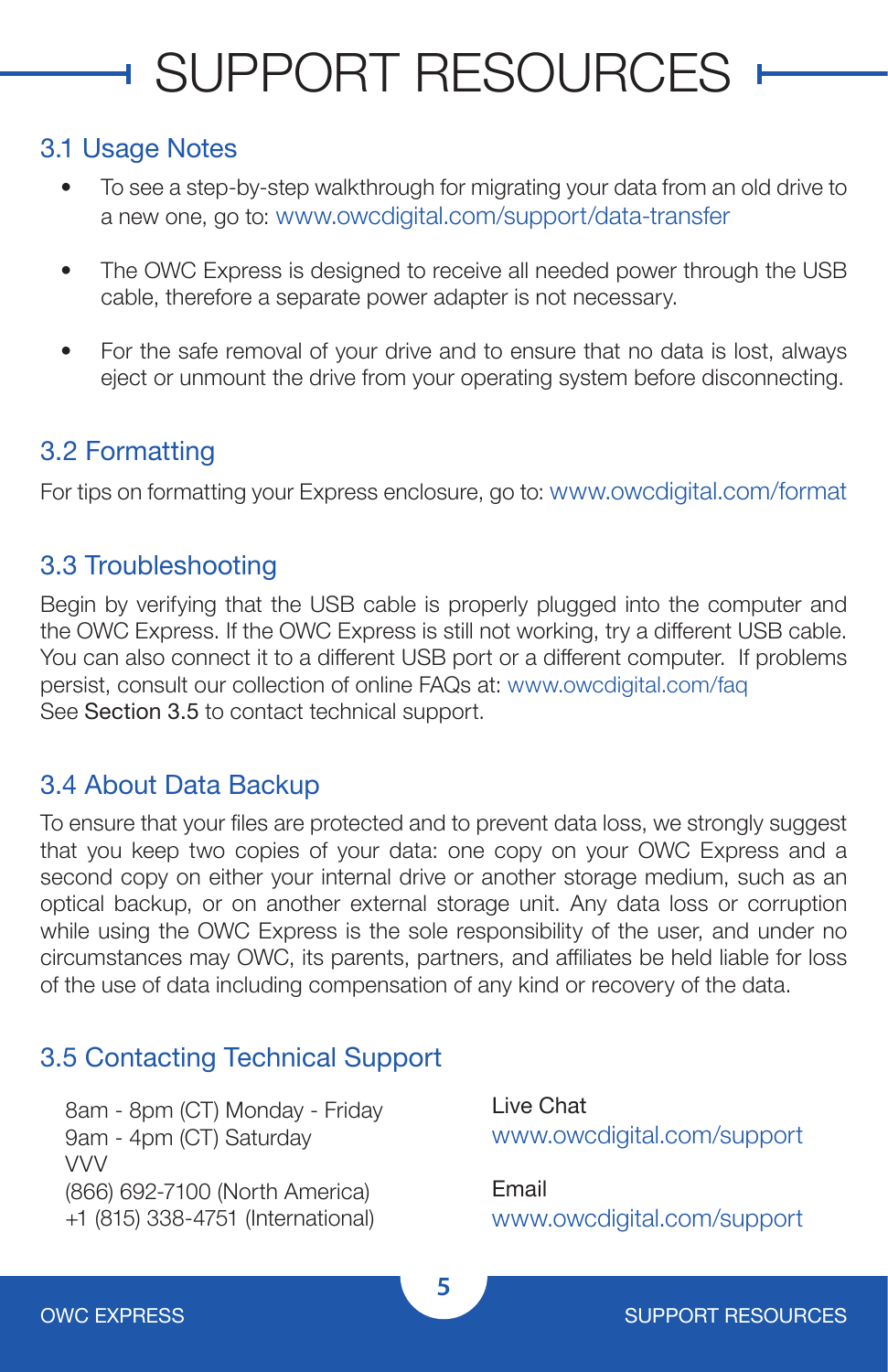# SUPPORT RESOURCES

## 3.1 Usage Notes

- To see a step-by-step walkthrough for migrating your data from an old drive to a new one, go to: www.owcdigital.com/support/data-transfer
- The OWC Express is designed to receive all needed power through the USB cable, therefore a separate power adapter is not necessary.
- For the safe removal of your drive and to ensure that no data is lost, always eject or unmount the drive from your operating system before disconnecting.

## 3.2 Formatting

For tips on formatting your Express enclosure, go to: www.owcdigital.com/format

## 3.3 Troubleshooting

Begin by verifying that the USB cable is properly plugged into the computer and the OWC Express. If the OWC Express is still not working, try a different USB cable. You can also connect it to a different USB port or a different computer. If problems persist, consult our collection of online FAQs at: www.owcdigital.com/faq
See Section 3.5 to contact technical support.

## 3.4 About Data Backup

To ensure that your files are protected and to prevent data loss, we strongly suggest that you keep two copies of your data: one copy on your OWC Express and a second copy on either your internal drive or another storage medium, such as an optical backup, or on another external storage unit. Any data loss or corruption while using the OWC Express is the sole responsibility of the user, and under no circumstances may OWC, its parents, partners, and affiliates be held liable for loss of the use of data including compensation of any kind or recovery of the data.

## 3.5 Contacting Technical Support

8am - 8pm (CT) Monday - Friday
9am - 4pm (CT) Saturday
VVV
(866) 692-7100 (North America)
+1 (815) 338-4751 (International)

Live Chat
www.owcdigital.com/support

Email
www.owcdigital.com/support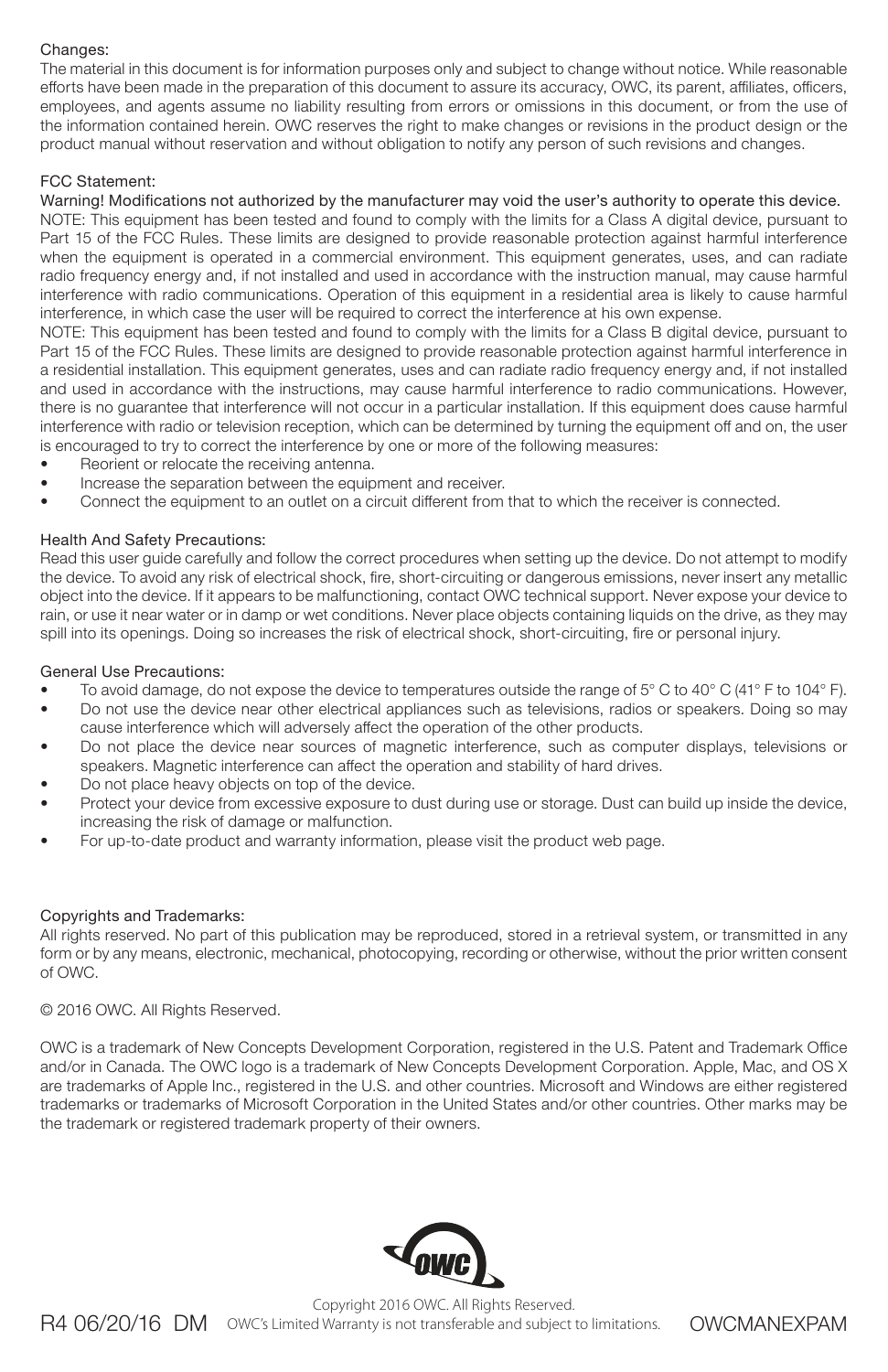## Changes:

The material in this document is for information purposes only and subject to change without notice. While reasonable efforts have been made in the preparation of this document to assure its accuracy, OWC, its parent, affiliates, officers, employees, and agents assume no liability resulting from errors or omissions in this document, or from the use of the information contained herein. OWC reserves the right to make changes or revisions in the product design or the product manual without reservation and without obligation to notify any person of such revisions and changes.

## FCC Statement:

Warning! Modifications not authorized by the manufacturer may void the user's authority to operate this device.

NOTE: This equipment has been tested and found to comply with the limits for a Class A digital device, pursuant to Part 15 of the FCC Rules. These limits are designed to provide reasonable protection against harmful interference when the equipment is operated in a commercial environment. This equipment generates, uses, and can radiate radio frequency energy and, if not installed and used in accordance with the instruction manual, may cause harmful interference with radio communications. Operation of this equipment in a residential area is likely to cause harmful interference, in which case the user will be required to correct the interference at his own expense.

NOTE: This equipment has been tested and found to comply with the limits for a Class B digital device, pursuant to Part 15 of the FCC Rules. These limits are designed to provide reasonable protection against harmful interference in a residential installation. This equipment generates, uses and can radiate radio frequency energy and, if not installed and used in accordance with the instructions, may cause harmful interference to radio communications. However, there is no guarantee that interference will not occur in a particular installation. If this equipment does cause harmful interference with radio or television reception, which can be determined by turning the equipment off and on, the user is encouraged to try to correct the interference by one or more of the following measures:

- Reorient or relocate the receiving antenna.
- Increase the separation between the equipment and receiver.
- Connect the equipment to an outlet on a circuit different from that to which the receiver is connected.

## Health And Safety Precautions:

Read this user guide carefully and follow the correct procedures when setting up the device. Do not attempt to modify the device. To avoid any risk of electrical shock, fire, short-circuiting or dangerous emissions, never insert any metallic object into the device. If it appears to be malfunctioning, contact OWC technical support. Never expose your device to rain, or use it near water or in damp or wet conditions. Never place objects containing liquids on the drive, as they may spill into its openings. Doing so increases the risk of electrical shock, short-circuiting, fire or personal injury.

## General Use Precautions:

- To avoid damage, do not expose the device to temperatures outside the range of 5° C to 40° C (41° F to 104° F).
- Do not use the device near other electrical appliances such as televisions, radios or speakers. Doing so may cause interference which will adversely affect the operation of the other products.
- Do not place the device near sources of magnetic interference, such as computer displays, televisions or speakers. Magnetic interference can affect the operation and stability of hard drives.
- Do not place heavy objects on top of the device.
- Protect your device from excessive exposure to dust during use or storage. Dust can build up inside the device, increasing the risk of damage or malfunction.
- For up-to-date product and warranty information, please visit the product web page.

## Copyrights and Trademarks:

All rights reserved. No part of this publication may be reproduced, stored in a retrieval system, or transmitted in any form or by any means, electronic, mechanical, photocopying, recording or otherwise, without the prior written consent of OWC.

© 2016 OWC. All Rights Reserved.

OWC is a trademark of New Concepts Development Corporation, registered in the U.S. Patent and Trademark Office and/or in Canada. The OWC logo is a trademark of New Concepts Development Corporation. Apple, Mac, and OS X are trademarks of Apple Inc., registered in the U.S. and other countries. Microsoft and Windows are either registered trademarks or trademarks of Microsoft Corporation in the United States and/or other countries. Other marks may be the trademark or registered trademark property of their owners.

OWC

Copyright 2016 OWC. All Rights Reserved.

R4 06/20/16 DM OWC's Limited Warranty is not transferable and subject to limitations. OWCMANEXPAM